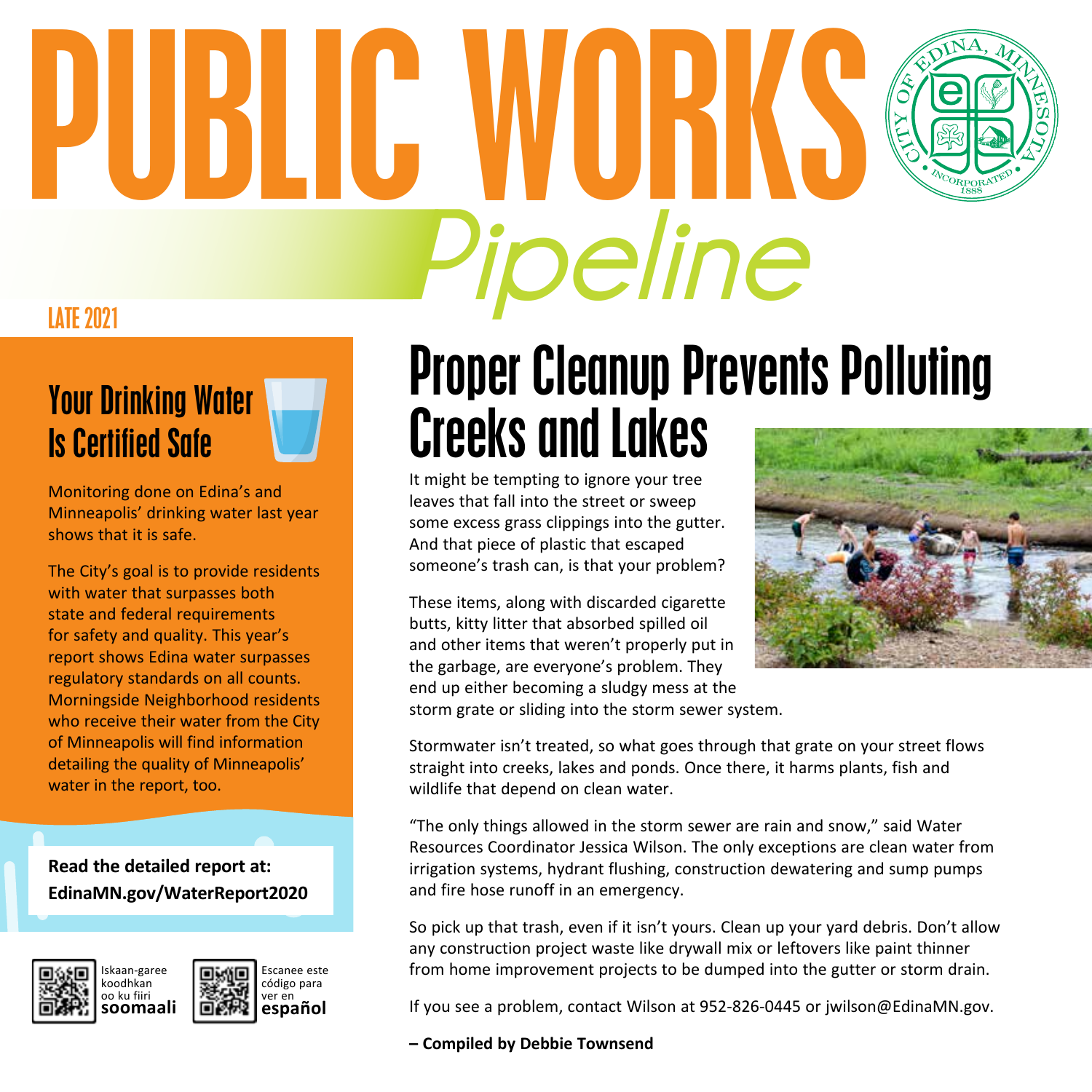# PUBLIC WORKS *Pipeline*

LATE 2021

## Your Drinking Water Is Certified Safe

Monitoring done on Edina's and Minneapolis' drinking water last year shows that it is safe.

The City's goal is to provide residents with water that surpasses both state and federal requirements for safety and quality. This year's report shows Edina water surpasses regulatory standards on all counts. Morningside Neighborhood residents who receive their water from the City of Minneapolis will find information detailing the quality of Minneapolis' water in the report, too.

**Read the detailed report at: EdinaMN.gov/WaterReport2020**

Iskaan-garee koodhkan oo ku fiiri **soomaali**

Escanee este código para ver en **español**

## Proper Cleanup Prevents Polluting Creeks and Lakes

It might be tempting to ignore your tree leaves that fall into the street or sweep some excess grass clippings into the gutter. And that piece of plastic that escaped someone's trash can, is that your problem?

These items, along with discarded cigarette butts, kitty litter that absorbed spilled oil and other items that weren't properly put in the garbage, are everyone's problem. They end up either becoming a sludgy mess at the storm grate or sliding into the storm sewer system.

Stormwater isn't treated, so what goes through that grate on your street flows straight into creeks, lakes and ponds. Once there, it harms plants, fish and wildlife that depend on clean water.

"The only things allowed in the storm sewer are rain and snow," said Water Resources Coordinator Jessica Wilson. The only exceptions are clean water from irrigation systems, hydrant flushing, construction dewatering and sump pumps and fire hose runoff in an emergency.

So pick up that trash, even if it isn't yours. Clean up your yard debris. Don't allow any construction project waste like drywall mix or leftovers like paint thinner from home improvement projects to be dumped into the gutter or storm drain.

If you see a problem, contact Wilson at 952-826-0445 or jwilson@EdinaMN.gov.

**– Compiled by Debbie Townsend**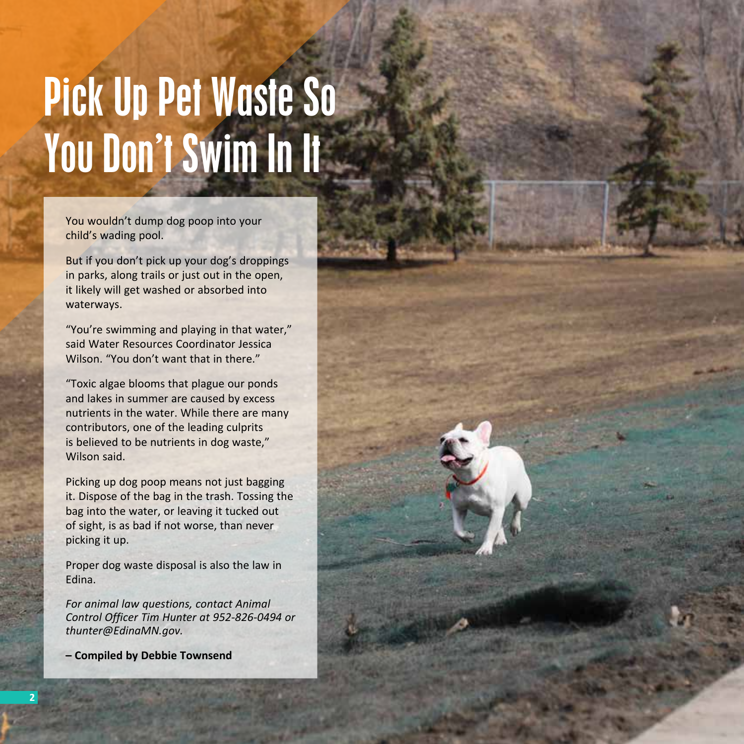# Pick Up Pet Waste So You Don't Swim In It

You wouldn't dump dog poop into your child's wading pool.

But if you don't pick up your dog's droppings in parks, along trails or just out in the open, it likely will get washed or absorbed into waterways.

"You're swimming and playing in that water," said Water Resources Coordinator Jessica Wilson. "You don't want that in there."

"Toxic algae blooms that plague our ponds and lakes in summer are caused by excess nutrients in the water. While there are many contributors, one of the leading culprits is believed to be nutrients in dog waste," Wilson said.

Picking up dog poop means not just bagging it. Dispose of the bag in the trash. Tossing the bag into the water, or leaving it tucked out of sight, is as bad if not worse, than never picking it up.

Proper dog waste disposal is also the law in Edina.

*For animal law questions, contact Animal Control Officer Tim Hunter at 952-826-0494 or thunter@EdinaMN.gov.*

**– Compiled by Debbie Townsend**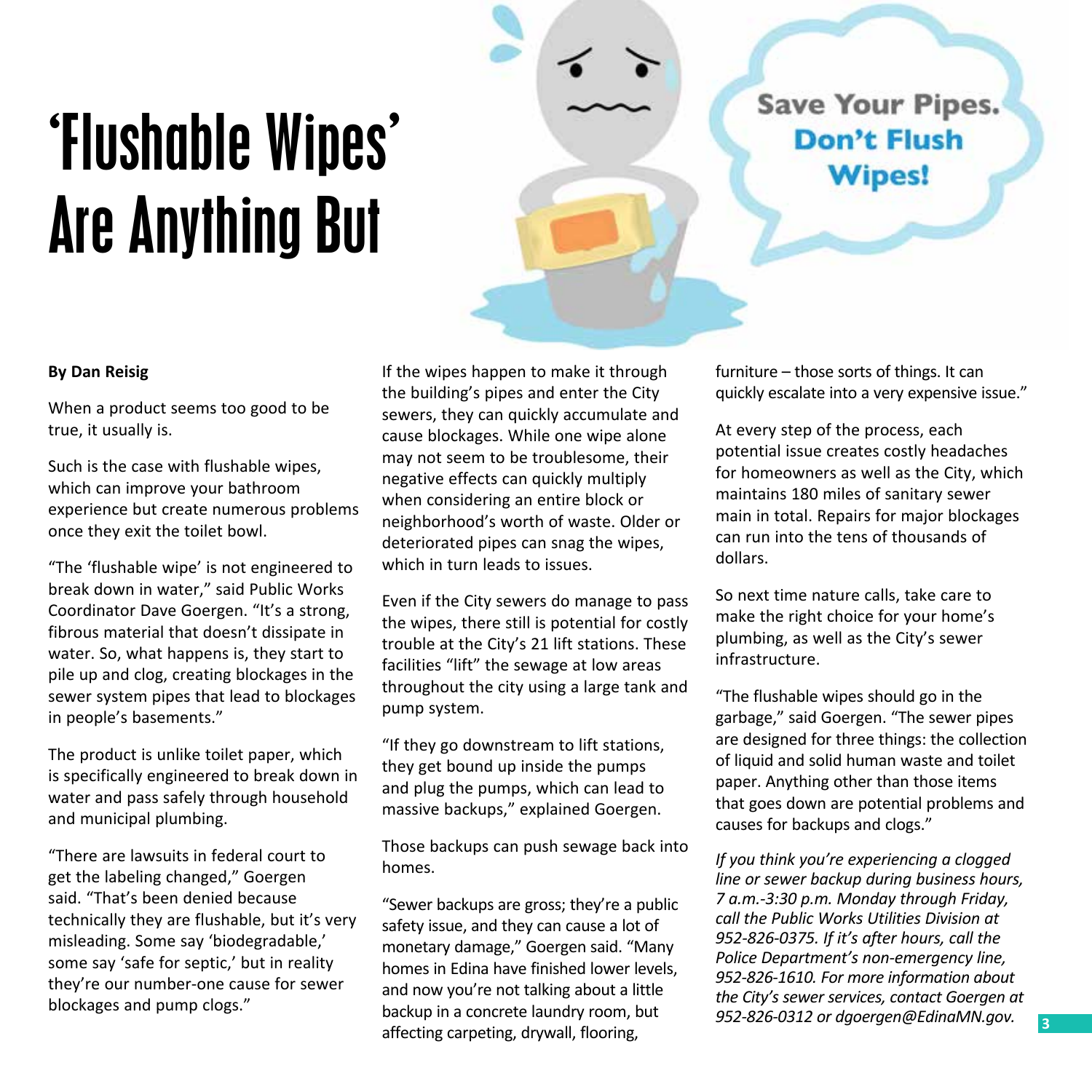# 'Flushable Wipes' Are Anything But

Save Your Pipes. Don't Flush Wipes!

**By Dan Reisig**

When a product seems too good to be true, it usually is.

Such is the case with flushable wipes, which can improve your bathroom experience but create numerous problems once they exit the toilet bowl.

"The 'flushable wipe' is not engineered to break down in water," said Public Works Coordinator Dave Goergen. "It's a strong, fibrous material that doesn't dissipate in water. So, what happens is, they start to pile up and clog, creating blockages in the sewer system pipes that lead to blockages in people's basements."

The product is unlike toilet paper, which is specifically engineered to break down in water and pass safely through household and municipal plumbing.

"There are lawsuits in federal court to get the labeling changed," Goergen said. "That's been denied because technically they are flushable, but it's very misleading. Some say 'biodegradable,' some say 'safe for septic,' but in reality they're our number-one cause for sewer blockages and pump clogs."

If the wipes happen to make it through the building's pipes and enter the City sewers, they can quickly accumulate and cause blockages. While one wipe alone may not seem to be troublesome, their negative effects can quickly multiply when considering an entire block or neighborhood's worth of waste. Older or deteriorated pipes can snag the wipes, which in turn leads to issues.

Even if the City sewers do manage to pass the wipes, there still is potential for costly trouble at the City's 21 lift stations. These facilities "lift" the sewage at low areas throughout the city using a large tank and pump system.

"If they go downstream to lift stations, they get bound up inside the pumps and plug the pumps, which can lead to massive backups," explained Goergen.

Those backups can push sewage back into homes.

"Sewer backups are gross; they're a public safety issue, and they can cause a lot of monetary damage," Goergen said. "Many homes in Edina have finished lower levels, and now you're not talking about a little backup in a concrete laundry room, but affecting carpeting, drywall, flooring, furniture – those sorts of things. It can quickly escalate into a very expensive issue."

At every step of the process, each potential issue creates costly headaches for homeowners as well as the City, which maintains 180 miles of sanitary sewer main in total. Repairs for major blockages can run into the tens of thousands of dollars.

So next time nature calls, take care to make the right choice for your home's plumbing, as well as the City's sewer infrastructure.

"The flushable wipes should go in the garbage," said Goergen. "The sewer pipes are designed for three things: the collection of liquid and solid human waste and toilet paper. Anything other than those items that goes down are potential problems and causes for backups and clogs."

*If you think you're experiencing a clogged line or sewer backup during business hours, 7 a.m.-3:30 p.m. Monday through Friday, call the Public Works Utilities Division at 952-826-0375. If it's after hours, call the Police Department's non-emergency line, 952-826-1610. For more information about the City's sewer services, contact Goergen at 952-826-0312 or dgoergen@EdinaMN.gov.*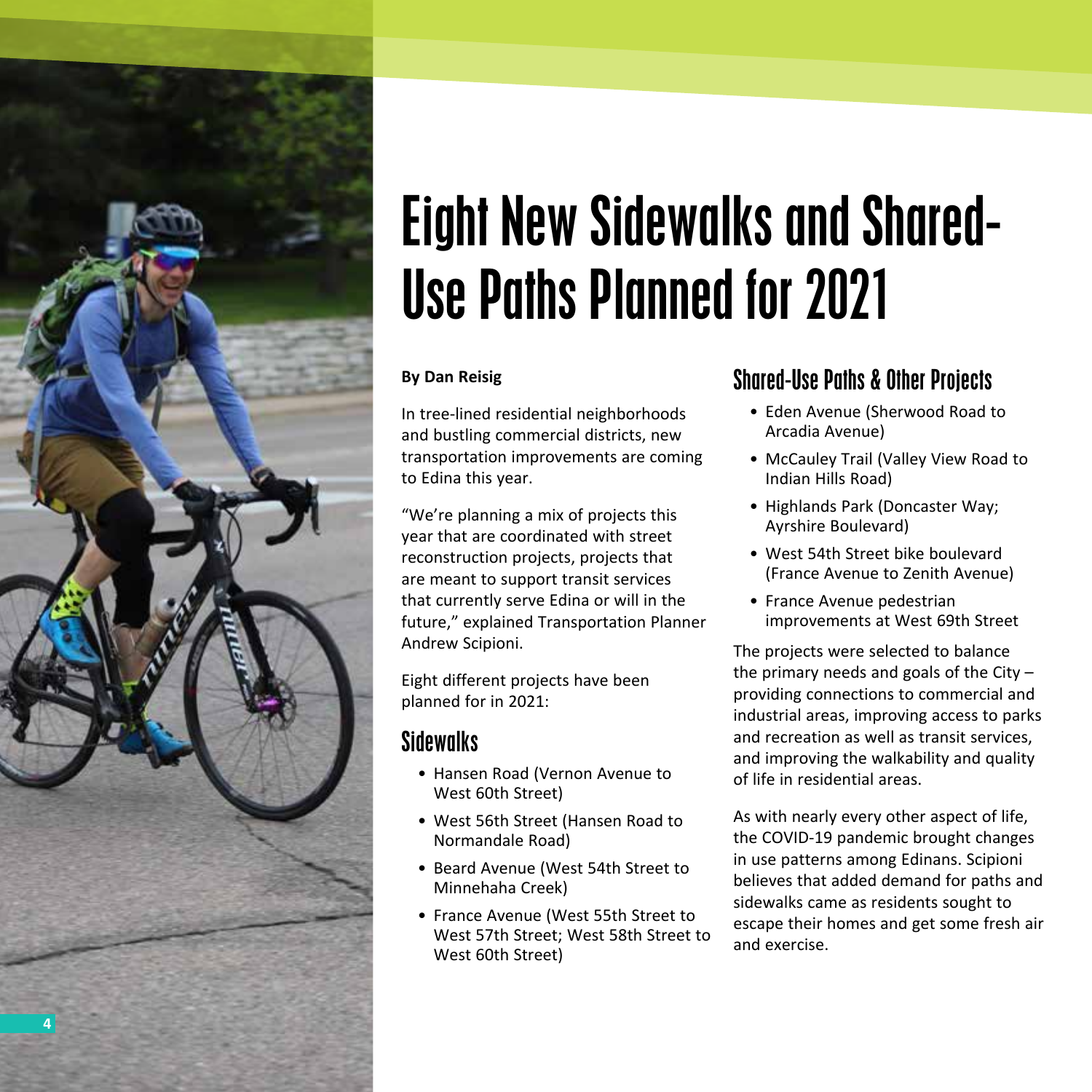# Eight New Sidewalks and Shared-Use Paths Planned for 2021

**By Dan Reisig**

In tree-lined residential neighborhoods and bustling commercial districts, new transportation improvements are coming to Edina this year.

"We're planning a mix of projects this year that are coordinated with street reconstruction projects, projects that are meant to support transit services that currently serve Edina or will in the future," explained Transportation Planner Andrew Scipioni.

Eight different projects have been planned for in 2021:

## Sidewalks

- Hansen Road (Vernon Avenue to West 60th Street)
- West 56th Street (Hansen Road to Normandale Road)
- Beard Avenue (West 54th Street to Minnehaha Creek)
- France Avenue (West 55th Street to West 57th Street; West 58th Street to West 60th Street)

## Shared-Use Paths & Other Projects

- Eden Avenue (Sherwood Road to Arcadia Avenue)
- McCauley Trail (Valley View Road to Indian Hills Road)
- Highlands Park (Doncaster Way; Ayrshire Boulevard)
- West 54th Street bike boulevard (France Avenue to Zenith Avenue)
- France Avenue pedestrian improvements at West 69th Street

The projects were selected to balance the primary needs and goals of the City – providing connections to commercial and industrial areas, improving access to parks and recreation as well as transit services, and improving the walkability and quality of life in residential areas.

As with nearly every other aspect of life, the COVID-19 pandemic brought changes in use patterns among Edinans. Scipioni believes that added demand for paths and sidewalks came as residents sought to escape their homes and get some fresh air and exercise.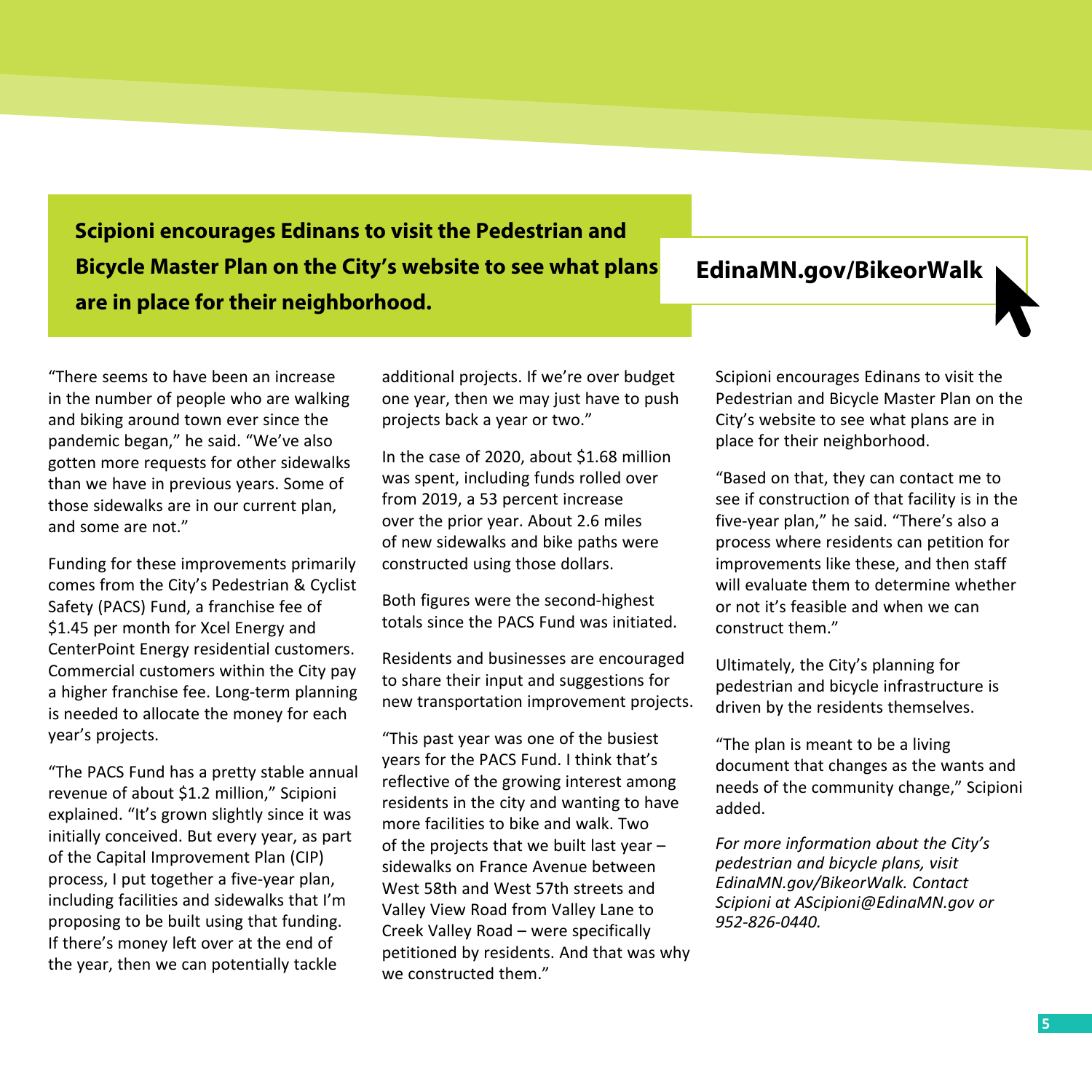**Scipioni encourages Edinans to visit the Pedestrian and Bicycle Master Plan on the City's website to see what plans are in place for their neighborhood.**

**EdinaMN.gov/BikeorWalk**

"There seems to have been an increase in the number of people who are walking and biking around town ever since the pandemic began," he said. "We've also gotten more requests for other sidewalks than we have in previous years. Some of those sidewalks are in our current plan, and some are not."

Funding for these improvements primarily comes from the City's Pedestrian & Cyclist Safety (PACS) Fund, a franchise fee of $1.45 per month for Xcel Energy and CenterPoint Energy residential customers. Commercial customers within the City pay a higher franchise fee. Long-term planning is needed to allocate the money for each year's projects.

"The PACS Fund has a pretty stable annual revenue of about $1.2 million," Scipioni explained. "It's grown slightly since it was initially conceived. But every year, as part of the Capital Improvement Plan (CIP) process, I put together a five-year plan, including facilities and sidewalks that I'm proposing to be built using that funding. If there's money left over at the end of the year, then we can potentially tackle additional projects. If we're over budget one year, then we may just have to push projects back a year or two."

In the case of 2020, about $1.68 million was spent, including funds rolled over from 2019, a 53 percent increase over the prior year. About 2.6 miles of new sidewalks and bike paths were constructed using those dollars.

Both figures were the second-highest totals since the PACS Fund was initiated.

Residents and businesses are encouraged to share their input and suggestions for new transportation improvement projects.

"This past year was one of the busiest years for the PACS Fund. I think that's reflective of the growing interest among residents in the city and wanting to have more facilities to bike and walk. Two of the projects that we built last year – sidewalks on France Avenue between West 58th and West 57th streets and Valley View Road from Valley Lane to Creek Valley Road – were specifically petitioned by residents. And that was why we constructed them."

Scipioni encourages Edinans to visit the Pedestrian and Bicycle Master Plan on the City's website to see what plans are in place for their neighborhood.

"Based on that, they can contact me to see if construction of that facility is in the five-year plan," he said. "There's also a process where residents can petition for improvements like these, and then staff will evaluate them to determine whether or not it's feasible and when we can construct them."

Ultimately, the City's planning for pedestrian and bicycle infrastructure is driven by the residents themselves.

"The plan is meant to be a living document that changes as the wants and needs of the community change," Scipioni added.

*For more information about the City's pedestrian and bicycle plans, visit EdinaMN.gov/BikeorWalk. Contact Scipioni at AScipioni@EdinaMN.gov or 952-826-0440.*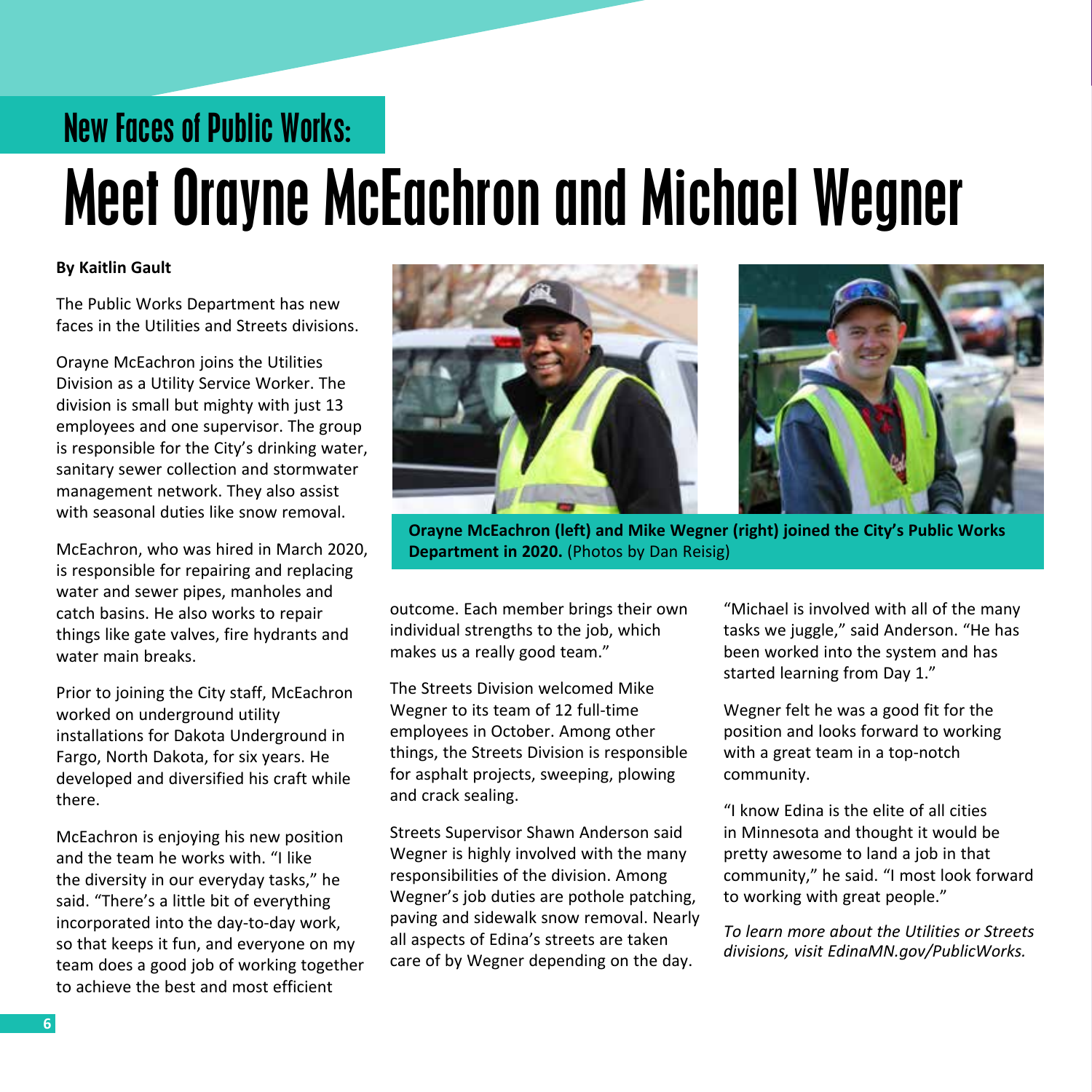## New Faces of Public Works:

# Meet Orayne McEachron and Michael Wegner

**By Kaitlin Gault**

The Public Works Department has new faces in the Utilities and Streets divisions.

Orayne McEachron joins the Utilities Division as a Utility Service Worker. The division is small but mighty with just 13 employees and one supervisor. The group is responsible for the City's drinking water, sanitary sewer collection and stormwater management network. They also assist with seasonal duties like snow removal.

McEachron, who was hired in March 2020, is responsible for repairing and replacing water and sewer pipes, manholes and catch basins. He also works to repair things like gate valves, fire hydrants and water main breaks.

Prior to joining the City staff, McEachron worked on underground utility installations for Dakota Underground in Fargo, North Dakota, for six years. He developed and diversified his craft while there.

McEachron is enjoying his new position and the team he works with. "I like the diversity in our everyday tasks," he said. "There's a little bit of everything incorporated into the day-to-day work, so that keeps it fun, and everyone on my team does a good job of working together to achieve the best and most efficient outcome. Each member brings their own individual strengths to the job, which makes us a really good team."

**Orayne McEachron (left) and Mike Wegner (right) joined the City's Public Works Department in 2020.** (Photos by Dan Reisig)

The Streets Division welcomed Mike Wegner to its team of 12 full-time employees in October. Among other things, the Streets Division is responsible for asphalt projects, sweeping, plowing and crack sealing.

Streets Supervisor Shawn Anderson said Wegner is highly involved with the many responsibilities of the division. Among Wegner's job duties are pothole patching, paving and sidewalk snow removal. Nearly all aspects of Edina's streets are taken care of by Wegner depending on the day.

"Michael is involved with all of the many tasks we juggle," said Anderson. "He has been worked into the system and has started learning from Day 1."

Wegner felt he was a good fit for the position and looks forward to working with a great team in a top-notch community.

"I know Edina is the elite of all cities in Minnesota and thought it would be pretty awesome to land a job in that community," he said. "I most look forward to working with great people."

*To learn more about the Utilities or Streets divisions, visit EdinaMN.gov/PublicWorks.*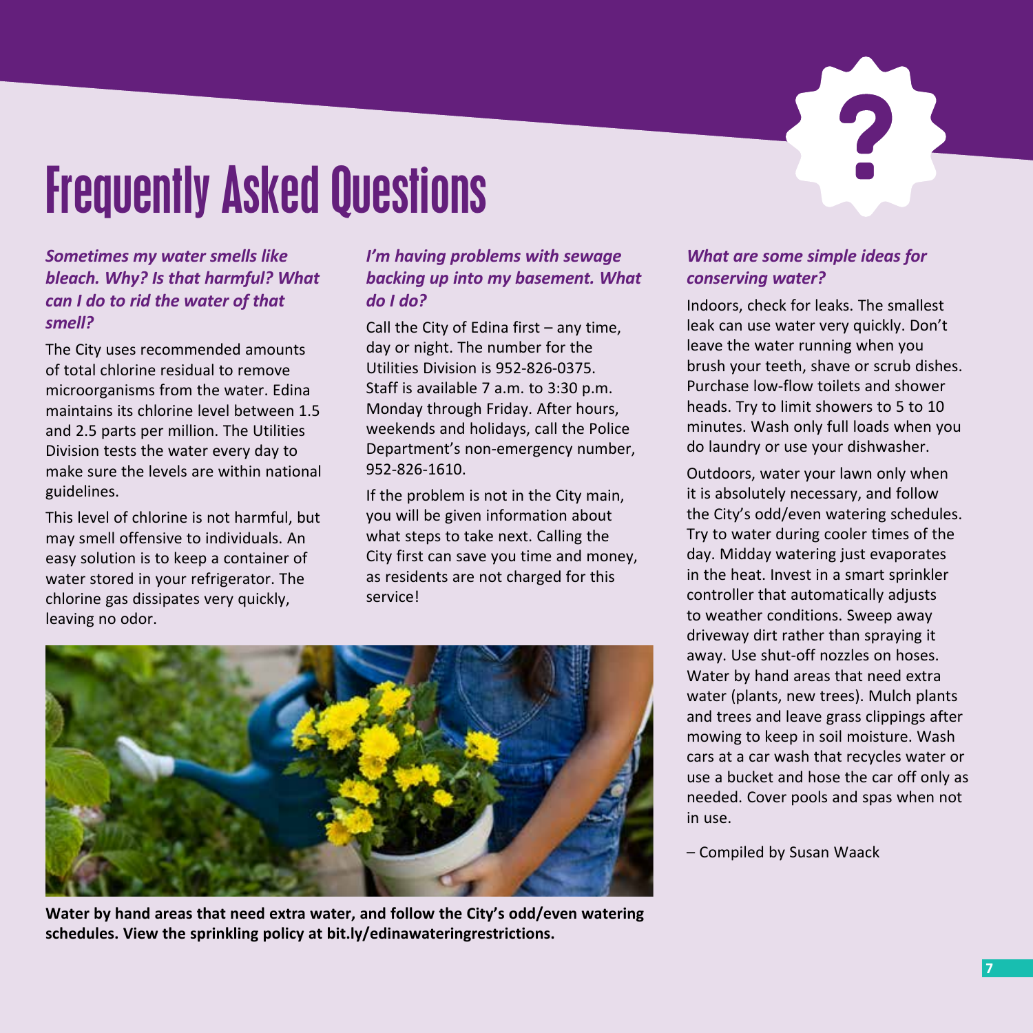# Frequently Asked Questions

***Sometimes my water smells like bleach. Why? Is that harmful? What can I do to rid the water of that smell?***

The City uses recommended amounts of total chlorine residual to remove microorganisms from the water. Edina maintains its chlorine level between 1.5 and 2.5 parts per million. The Utilities Division tests the water every day to make sure the levels are within national guidelines.

This level of chlorine is not harmful, but may smell offensive to individuals. An easy solution is to keep a container of water stored in your refrigerator. The chlorine gas dissipates very quickly, leaving no odor.

***I'm having problems with sewage backing up into my basement. What do I do?***

Call the City of Edina first – any time, day or night. The number for the Utilities Division is 952-826-0375. Staff is available 7 a.m. to 3:30 p.m. Monday through Friday. After hours, weekends and holidays, call the Police Department's non-emergency number, 952-826-1610.

If the problem is not in the City main, you will be given information about what steps to take next. Calling the City first can save you time and money, as residents are not charged for this service!

***What are some simple ideas for conserving water?***

Indoors, check for leaks. The smallest leak can use water very quickly. Don't leave the water running when you brush your teeth, shave or scrub dishes. Purchase low-flow toilets and shower heads. Try to limit showers to 5 to 10 minutes. Wash only full loads when you do laundry or use your dishwasher.

Outdoors, water your lawn only when it is absolutely necessary, and follow the City's odd/even watering schedules. Try to water during cooler times of the day. Midday watering just evaporates in the heat. Invest in a smart sprinkler controller that automatically adjusts to weather conditions. Sweep away driveway dirt rather than spraying it away. Use shut-off nozzles on hoses. Water by hand areas that need extra water (plants, new trees). Mulch plants and trees and leave grass clippings after mowing to keep in soil moisture. Wash cars at a car wash that recycles water or use a bucket and hose the car off only as needed. Cover pools and spas when not in use.

– Compiled by Susan Waack

**Water by hand areas that need extra water, and follow the City's odd/even watering schedules. View the sprinkling policy at bit.ly/edinawateringrestrictions.**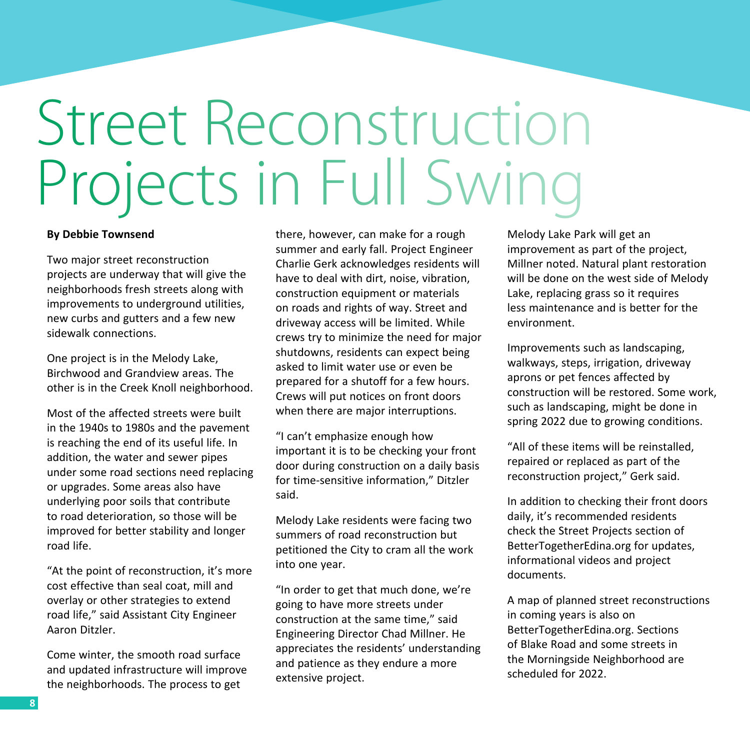# Street Reconstruction Projects in Full Swing

**By Debbie Townsend**

Two major street reconstruction projects are underway that will give the neighborhoods fresh streets along with improvements to underground utilities, new curbs and gutters and a few new sidewalk connections.

One project is in the Melody Lake, Birchwood and Grandview areas. The other is in the Creek Knoll neighborhood.

Most of the affected streets were built in the 1940s to 1980s and the pavement is reaching the end of its useful life. In addition, the water and sewer pipes under some road sections need replacing or upgrades. Some areas also have underlying poor soils that contribute to road deterioration, so those will be improved for better stability and longer road life.

"At the point of reconstruction, it's more cost effective than seal coat, mill and overlay or other strategies to extend road life," said Assistant City Engineer Aaron Ditzler.

Come winter, the smooth road surface and updated infrastructure will improve the neighborhoods. The process to get there, however, can make for a rough summer and early fall. Project Engineer Charlie Gerk acknowledges residents will have to deal with dirt, noise, vibration, construction equipment or materials on roads and rights of way. Street and driveway access will be limited. While crews try to minimize the need for major shutdowns, residents can expect being asked to limit water use or even be prepared for a shutoff for a few hours. Crews will put notices on front doors when there are major interruptions.

"I can't emphasize enough how important it is to be checking your front door during construction on a daily basis for time-sensitive information," Ditzler said.

Melody Lake residents were facing two summers of road reconstruction but petitioned the City to cram all the work into one year.

"In order to get that much done, we're going to have more streets under construction at the same time," said Engineering Director Chad Millner. He appreciates the residents' understanding and patience as they endure a more extensive project.

Melody Lake Park will get an improvement as part of the project, Millner noted. Natural plant restoration will be done on the west side of Melody Lake, replacing grass so it requires less maintenance and is better for the environment.

Improvements such as landscaping, walkways, steps, irrigation, driveway aprons or pet fences affected by construction will be restored. Some work, such as landscaping, might be done in spring 2022 due to growing conditions.

"All of these items will be reinstalled, repaired or replaced as part of the reconstruction project," Gerk said.

In addition to checking their front doors daily, it's recommended residents check the Street Projects section of BetterTogetherEdina.org for updates, informational videos and project documents.

A map of planned street reconstructions in coming years is also on BetterTogetherEdina.org. Sections of Blake Road and some streets in the Morningside Neighborhood are scheduled for 2022.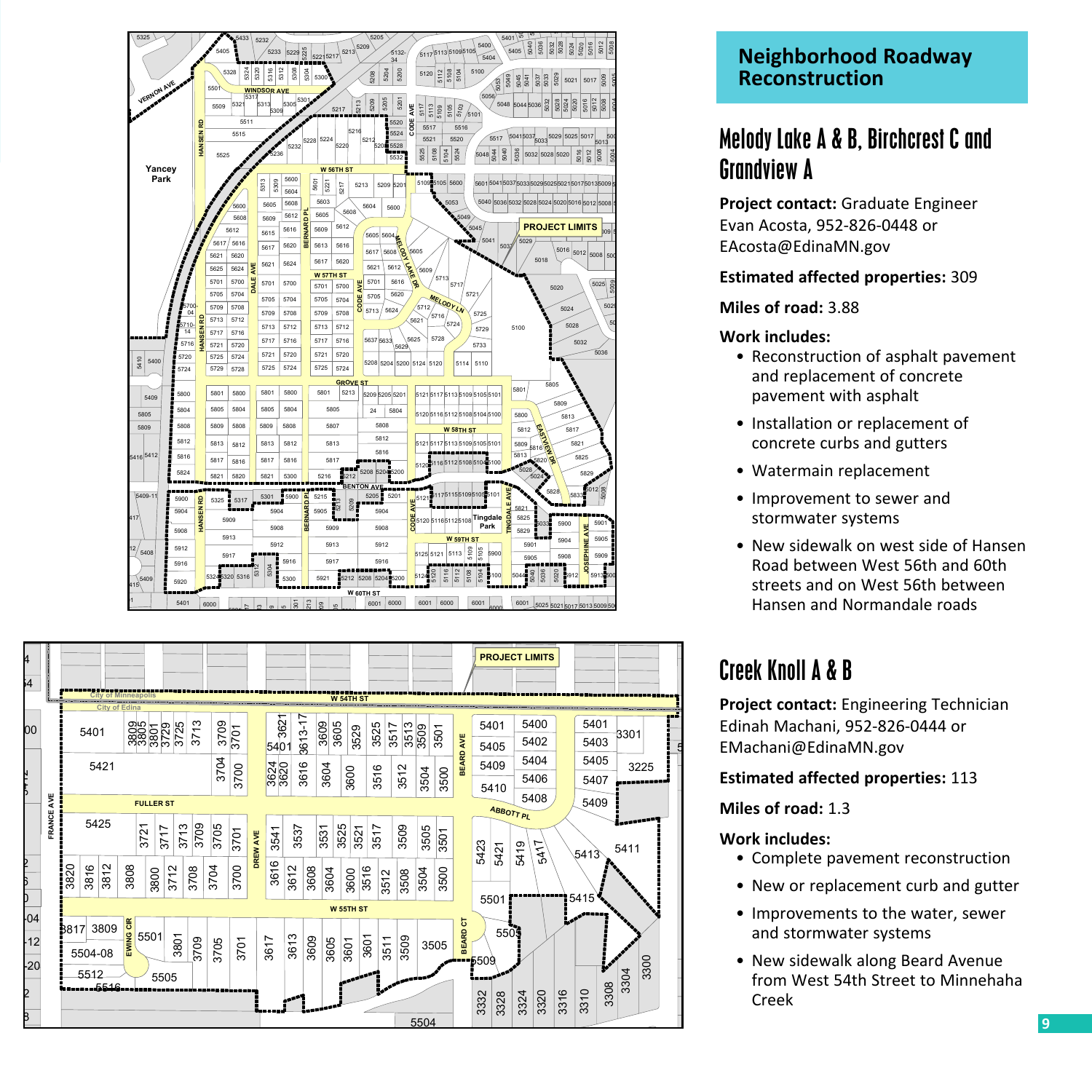## Neighborhood Roadway Reconstruction

### Melody Lake A & B, Birchcrest C and Grandview A

**Project contact:** Graduate Engineer Evan Acosta, 952-826-0448 or EAcosta@EdinaMN.gov

**Estimated affected properties:** 309

**Miles of road:** 3.88

**Work includes:**

- Reconstruction of asphalt pavement and replacement of concrete pavement with asphalt
- Installation or replacement of concrete curbs and gutters
- Watermain replacement
- Improvement to sewer and stormwater systems
- New sidewalk on west side of Hansen Road between West 56th and 60th streets and on West 56th between Hansen and Normandale roads

### Creek Knoll A & B

**Project contact:** Engineering Technician Edinah Machani, 952-826-0444 or EMachani@EdinaMN.gov

**Estimated affected properties:** 113

**Miles of road:** 1.3

**Work includes:**

- Complete pavement reconstruction
- New or replacement curb and gutter
- Improvements to the water, sewer and stormwater systems
- New sidewalk along Beard Avenue from West 54th Street to Minnehaha Creek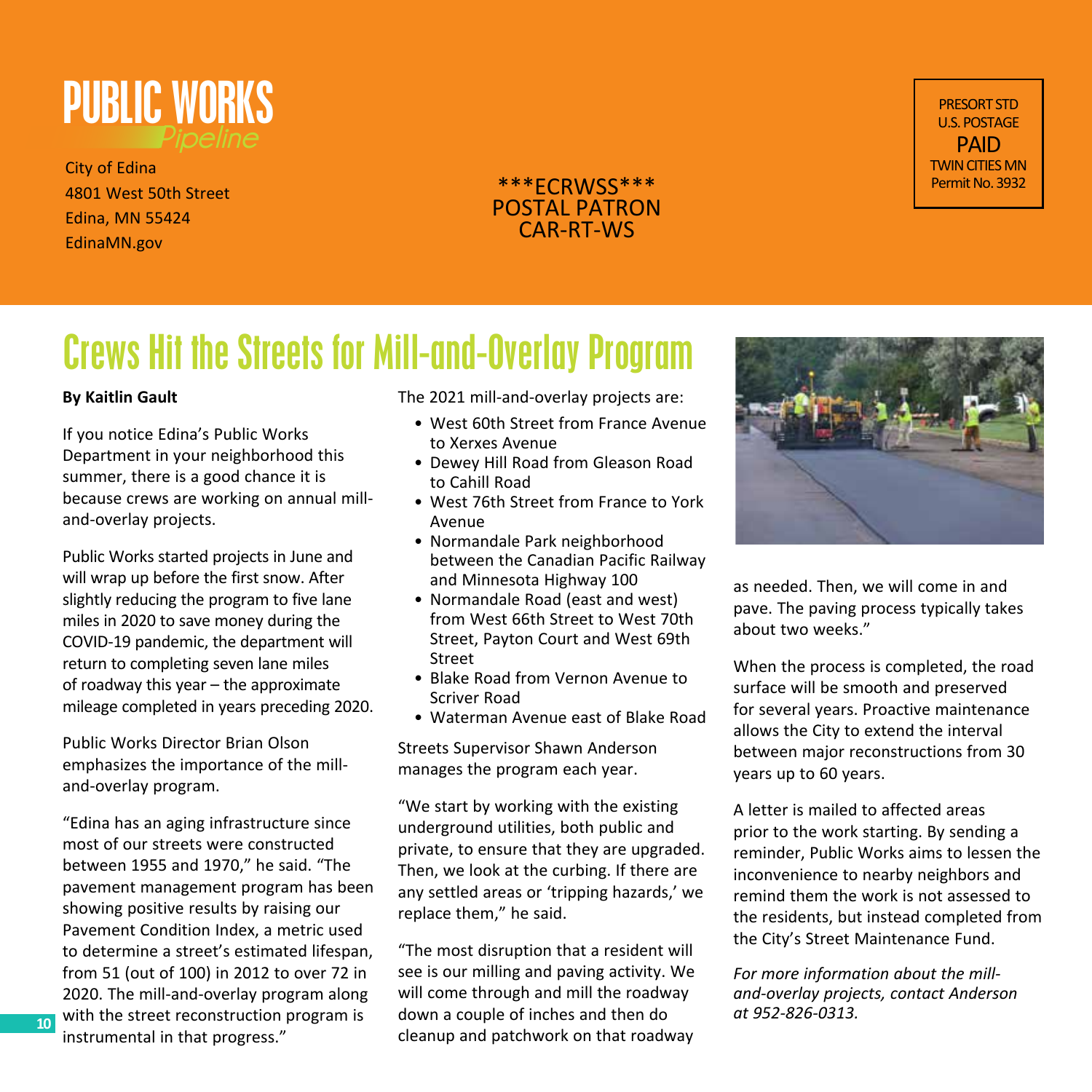# PUBLIC WORKS
*Pipeline*

City of Edina
4801 West 50th Street
Edina, MN 55424
EdinaMN.gov

***ECRWSS***
POSTAL PATRON
CAR-RT-WS

PRESORT STD
U.S. POSTAGE
PAID
TWIN CITIES MN
Permit No. 3932

## Crews Hit the Streets for Mill-and-Overlay Program

**By Kaitlin Gault**

If you notice Edina's Public Works Department in your neighborhood this summer, there is a good chance it is because crews are working on annual mill-and-overlay projects.

Public Works started projects in June and will wrap up before the first snow. After slightly reducing the program to five lane miles in 2020 to save money during the COVID-19 pandemic, the department will return to completing seven lane miles of roadway this year – the approximate mileage completed in years preceding 2020.

Public Works Director Brian Olson emphasizes the importance of the mill-and-overlay program.

"Edina has an aging infrastructure since most of our streets were constructed between 1955 and 1970," he said. "The pavement management program has been showing positive results by raising our Pavement Condition Index, a metric used to determine a street's estimated lifespan, from 51 (out of 100) in 2012 to over 72 in 2020. The mill-and-overlay program along with the street reconstruction program is instrumental in that progress."

The 2021 mill-and-overlay projects are:

- West 60th Street from France Avenue to Xerxes Avenue
- Dewey Hill Road from Gleason Road to Cahill Road
- West 76th Street from France to York Avenue
- Normandale Park neighborhood between the Canadian Pacific Railway and Minnesota Highway 100
- Normandale Road (east and west) from West 66th Street to West 70th Street, Payton Court and West 69th Street
- Blake Road from Vernon Avenue to Scriver Road
- Waterman Avenue east of Blake Road

Streets Supervisor Shawn Anderson manages the program each year.

"We start by working with the existing underground utilities, both public and private, to ensure that they are upgraded. Then, we look at the curbing. If there are any settled areas or 'tripping hazards,' we replace them," he said.

"The most disruption that a resident will see is our milling and paving activity. We will come through and mill the roadway down a couple of inches and then do cleanup and patchwork on that roadway as needed. Then, we will come in and pave. The paving process typically takes about two weeks."

When the process is completed, the road surface will be smooth and preserved for several years. Proactive maintenance allows the City to extend the interval between major reconstructions from 30 years up to 60 years.

A letter is mailed to affected areas prior to the work starting. By sending a reminder, Public Works aims to lessen the inconvenience to nearby neighbors and remind them the work is not assessed to the residents, but instead completed from the City's Street Maintenance Fund.

*For more information about the mill-and-overlay projects, contact Anderson at 952-826-0313.*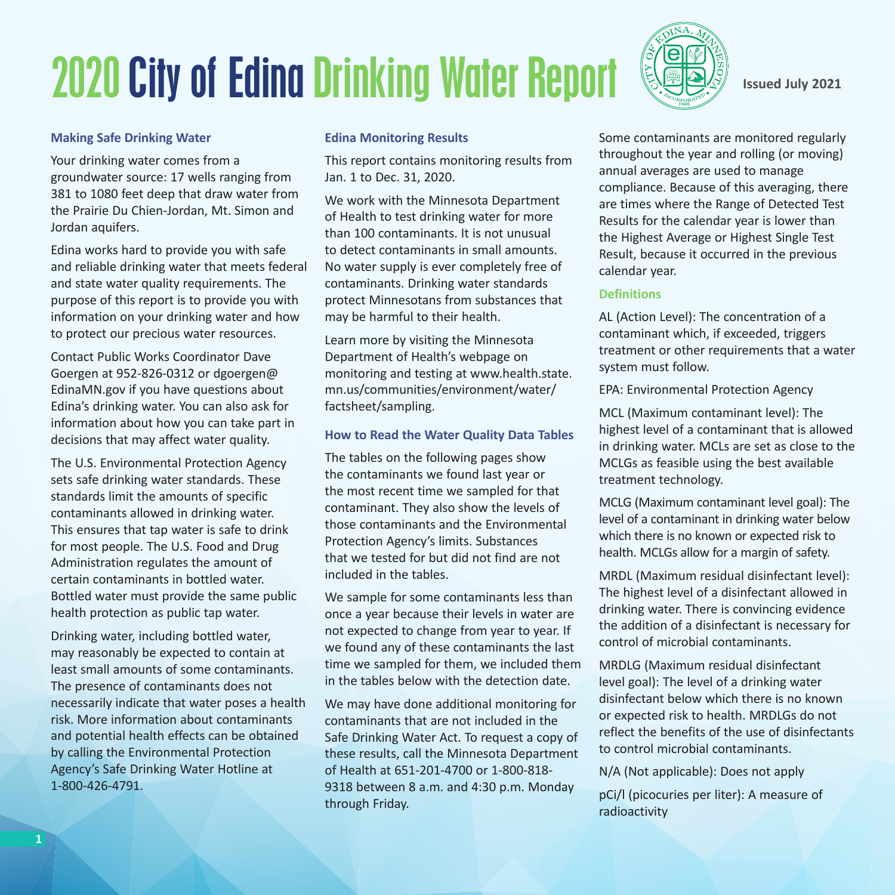# 2020 City of Edina Drinking Water Report

Issued July 2021

### Making Safe Drinking Water

Your drinking water comes from a groundwater source: 17 wells ranging from 381 to 1080 feet deep that draw water from the Prairie Du Chien-Jordan, Mt. Simon and Jordan aquifers.

Edina works hard to provide you with safe and reliable drinking water that meets federal and state water quality requirements. The purpose of this report is to provide you with information on your drinking water and how to protect our precious water resources.

Contact Public Works Coordinator Dave Goergen at 952-826-0312 or dgoergen@EdinaMN.gov if you have questions about Edina's drinking water. You can also ask for information about how you can take part in decisions that may affect water quality.

The U.S. Environmental Protection Agency sets safe drinking water standards. These standards limit the amounts of specific contaminants allowed in drinking water. This ensures that tap water is safe to drink for most people. The U.S. Food and Drug Administration regulates the amount of certain contaminants in bottled water. Bottled water must provide the same public health protection as public tap water.

Drinking water, including bottled water, may reasonably be expected to contain at least small amounts of some contaminants. The presence of contaminants does not necessarily indicate that water poses a health risk. More information about contaminants and potential health effects can be obtained by calling the Environmental Protection Agency's Safe Drinking Water Hotline at 1-800-426-4791.

### Edina Monitoring Results

This report contains monitoring results from Jan. 1 to Dec. 31, 2020.

We work with the Minnesota Department of Health to test drinking water for more than 100 contaminants. It is not unusual to detect contaminants in small amounts. No water supply is ever completely free of contaminants. Drinking water standards protect Minnesotans from substances that may be harmful to their health.

Learn more by visiting the Minnesota Department of Health's webpage on monitoring and testing at www.health.state.mn.us/communities/environment/water/factsheet/sampling.

### How to Read the Water Quality Data Tables

The tables on the following pages show the contaminants we found last year or the most recent time we sampled for that contaminant. They also show the levels of those contaminants and the Environmental Protection Agency's limits. Substances that we tested for but did not find are not included in the tables.

We sample for some contaminants less than once a year because their levels in water are not expected to change from year to year. If we found any of these contaminants the last time we sampled for them, we included them in the tables below with the detection date.

We may have done additional monitoring for contaminants that are not included in the Safe Drinking Water Act. To request a copy of these results, call the Minnesota Department of Health at 651-201-4700 or 1-800-818-9318 between 8 a.m. and 4:30 p.m. Monday through Friday.

Some contaminants are monitored regularly throughout the year and rolling (or moving) annual averages are used to manage compliance. Because of this averaging, there are times where the Range of Detected Test Results for the calendar year is lower than the Highest Average or Highest Single Test Result, because it occurred in the previous calendar year.

### Definitions

AL (Action Level): The concentration of a contaminant which, if exceeded, triggers treatment or other requirements that a water system must follow.

EPA: Environmental Protection Agency

MCL (Maximum contaminant level): The highest level of a contaminant that is allowed in drinking water. MCLs are set as close to the MCLGs as feasible using the best available treatment technology.

MCLG (Maximum contaminant level goal): The level of a contaminant in drinking water below which there is no known or expected risk to health. MCLGs allow for a margin of safety.

MRDL (Maximum residual disinfectant level): The highest level of a disinfectant allowed in drinking water. There is convincing evidence the addition of a disinfectant is necessary for control of microbial contaminants.

MRDLG (Maximum residual disinfectant level goal): The level of a drinking water disinfectant below which there is no known or expected risk to health. MRDLGs do not reflect the benefits of the use of disinfectants to control microbial contaminants.

N/A (Not applicable): Does not apply

pCi/l (picocuries per liter): A measure of radioactivity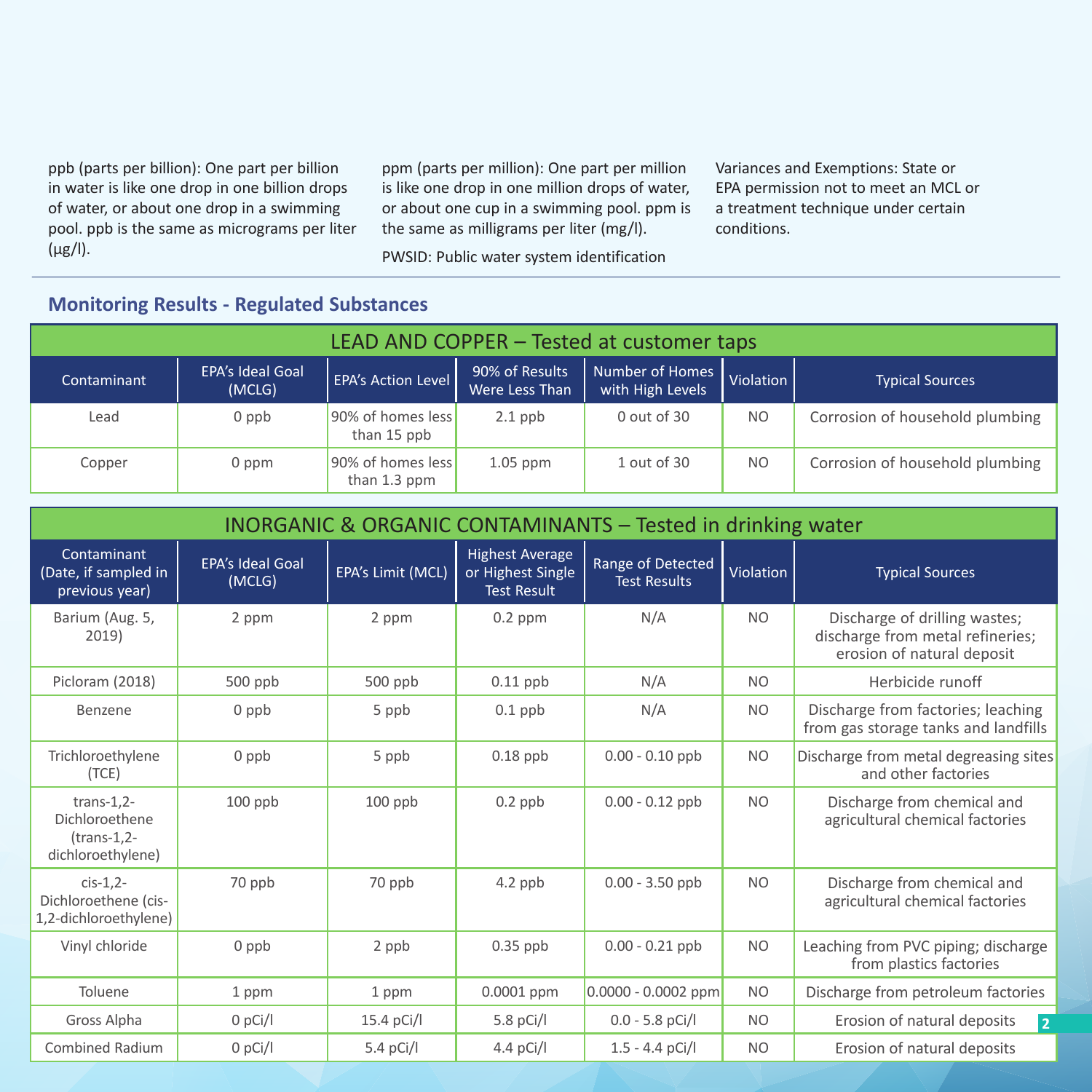ppb (parts per billion): One part per billion in water is like one drop in one billion drops of water, or about one drop in a swimming pool. ppb is the same as micrograms per liter (μg/l).

ppm (parts per million): One part per million is like one drop in one million drops of water, or about one cup in a swimming pool. ppm is the same as milligrams per liter (mg/l).

PWSID: Public water system identification

Variances and Exemptions: State or EPA permission not to meet an MCL or a treatment technique under certain conditions.

## Monitoring Results - Regulated Substances

| LEAD AND COPPER – Tested at customer taps | | | | | | |
|---|---|---|---|---|---|---|
| Contaminant | EPA's Ideal Goal (MCLG) | EPA's Action Level | 90% of Results Were Less Than | Number of Homes with High Levels | Violation | Typical Sources |
| Lead | 0 ppb | 90% of homes less than 15 ppb | 2.1 ppb | 0 out of 30 | NO | Corrosion of household plumbing |
| Copper | 0 ppm | 90% of homes less than 1.3 ppm | 1.05 ppm | 1 out of 30 | NO | Corrosion of household plumbing |

| INORGANIC & ORGANIC CONTAMINANTS – Tested in drinking water | | | | | | |
|---|---|---|---|---|---|---|
| Contaminant (Date, if sampled in previous year) | EPA's Ideal Goal (MCLG) | EPA's Limit (MCL) | Highest Average or Highest Single Test Result | Range of Detected Test Results | Violation | Typical Sources |
| Barium (Aug. 5, 2019) | 2 ppm | 2 ppm | 0.2 ppm | N/A | NO | Discharge of drilling wastes; discharge from metal refineries; erosion of natural deposit |
| Picloram (2018) | 500 ppb | 500 ppb | 0.11 ppb | N/A | NO | Herbicide runoff |
| Benzene | 0 ppb | 5 ppb | 0.1 ppb | N/A | NO | Discharge from factories; leaching from gas storage tanks and landfills |
| Trichloroethylene (TCE) | 0 ppb | 5 ppb | 0.18 ppb | 0.00 - 0.10 ppb | NO | Discharge from metal degreasing sites and other factories |
| trans-1,2-Dichloroethene (trans-1,2-dichloroethylene) | 100 ppb | 100 ppb | 0.2 ppb | 0.00 - 0.12 ppb | NO | Discharge from chemical and agricultural chemical factories |
| cis-1,2-Dichloroethene (cis-1,2-dichloroethylene) | 70 ppb | 70 ppb | 4.2 ppb | 0.00 - 3.50 ppb | NO | Discharge from chemical and agricultural chemical factories |
| Vinyl chloride | 0 ppb | 2 ppb | 0.35 ppb | 0.00 - 0.21 ppb | NO | Leaching from PVC piping; discharge from plastics factories |
| Toluene | 1 ppm | 1 ppm | 0.0001 ppm | 0.0000 - 0.0002 ppm | NO | Discharge from petroleum factories |
| Gross Alpha | 0 pCi/l | 15.4 pCi/l | 5.8 pCi/l | 0.0 - 5.8 pCi/l | NO | Erosion of natural deposits |
| Combined Radium | 0 pCi/l | 5.4 pCi/l | 4.4 pCi/l | 1.5 - 4.4 pCi/l | NO | Erosion of natural deposits |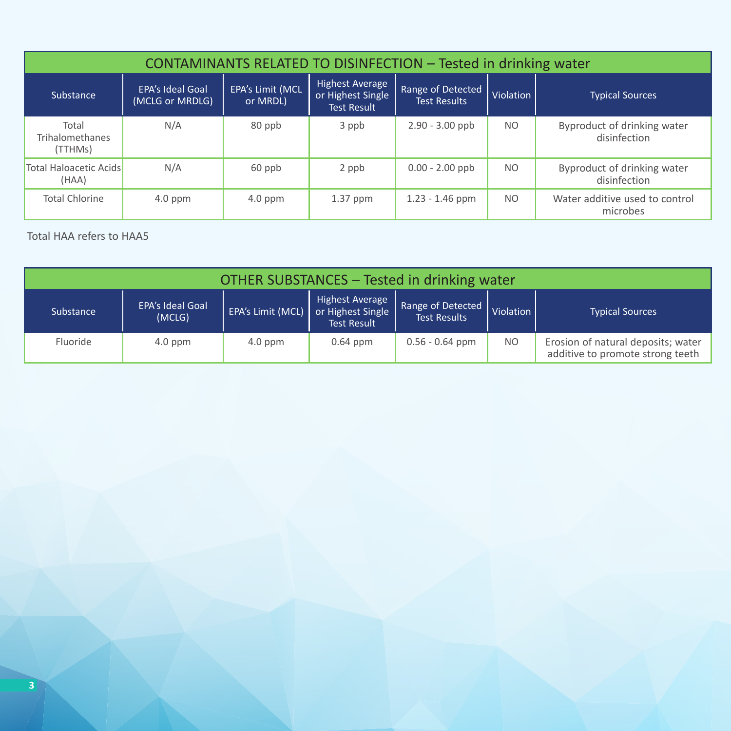| CONTAMINANTS RELATED TO DISINFECTION – Tested in drinking water | | | | | | |
|---|---|---|---|---|---|---|
| Substance | EPA's Ideal Goal (MCLG or MRDLG) | EPA's Limit (MCL or MRDL) | Highest Average or Highest Single Test Result | Range of Detected Test Results | Violation | Typical Sources |
| Total Trihalomethanes (TTHMs) | N/A | 80 ppb | 3 ppb | 2.90 - 3.00 ppb | NO | Byproduct of drinking water disinfection |
| Total Haloacetic Acids (HAA) | N/A | 60 ppb | 2 ppb | 0.00 - 2.00 ppb | NO | Byproduct of drinking water disinfection |
| Total Chlorine | 4.0 ppm | 4.0 ppm | 1.37 ppm | 1.23 - 1.46 ppm | NO | Water additive used to control microbes |

Total HAA refers to HAA5

| OTHER SUBSTANCES – Tested in drinking water | | | | | | |
|---|---|---|---|---|---|---|
| Substance | EPA's Ideal Goal (MCLG) | EPA's Limit (MCL) | Highest Average or Highest Single Test Result | Range of Detected Test Results | Violation | Typical Sources |
| Fluoride | 4.0 ppm | 4.0 ppm | 0.64 ppm | 0.56 - 0.64 ppm | NO | Erosion of natural deposits; water additive to promote strong teeth |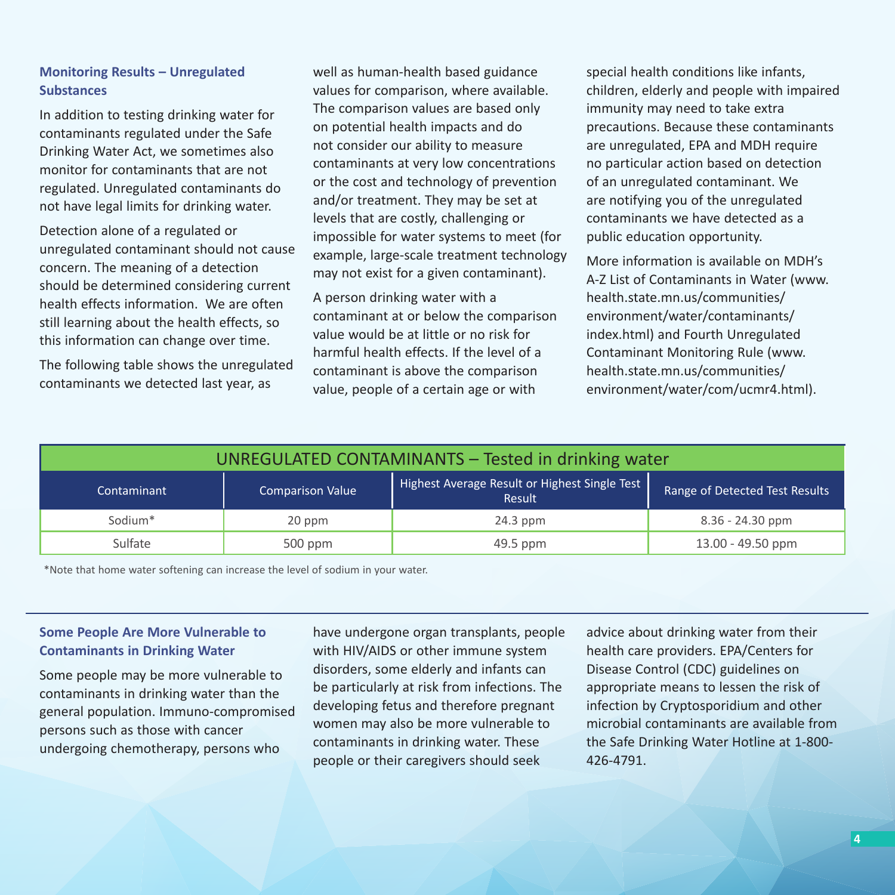## Monitoring Results – Unregulated Substances

In addition to testing drinking water for contaminants regulated under the Safe Drinking Water Act, we sometimes also monitor for contaminants that are not regulated. Unregulated contaminants do not have legal limits for drinking water.

Detection alone of a regulated or unregulated contaminant should not cause concern. The meaning of a detection should be determined considering current health effects information. We are often still learning about the health effects, so this information can change over time.

The following table shows the unregulated contaminants we detected last year, as well as human-health based guidance values for comparison, where available. The comparison values are based only on potential health impacts and do not consider our ability to measure contaminants at very low concentrations or the cost and technology of prevention and/or treatment. They may be set at levels that are costly, challenging or impossible for water systems to meet (for example, large-scale treatment technology may not exist for a given contaminant).

A person drinking water with a contaminant at or below the comparison value would be at little or no risk for harmful health effects. If the level of a contaminant is above the comparison value, people of a certain age or with special health conditions like infants, children, elderly and people with impaired immunity may need to take extra precautions. Because these contaminants are unregulated, EPA and MDH require no particular action based on detection of an unregulated contaminant. We are notifying you of the unregulated contaminants we have detected as a public education opportunity.

More information is available on MDH's A-Z List of Contaminants in Water (www.health.state.mn.us/communities/environment/water/contaminants/index.html) and Fourth Unregulated Contaminant Monitoring Rule (www.health.state.mn.us/communities/environment/water/com/ucmr4.html).

| UNREGULATED CONTAMINANTS – Tested in drinking water | | | |
|---|---|---|---|
| Contaminant | Comparison Value | Highest Average Result or Highest Single Test Result | Range of Detected Test Results |
| Sodium* | 20 ppm | 24.3 ppm | 8.36 - 24.30 ppm |
| Sulfate | 500 ppm | 49.5 ppm | 13.00 - 49.50 ppm |

*Note that home water softening can increase the level of sodium in your water.

## Some People Are More Vulnerable to Contaminants in Drinking Water

Some people may be more vulnerable to contaminants in drinking water than the general population. Immuno-compromised persons such as those with cancer undergoing chemotherapy, persons who have undergone organ transplants, people with HIV/AIDS or other immune system disorders, some elderly and infants can be particularly at risk from infections. The developing fetus and therefore pregnant women may also be more vulnerable to contaminants in drinking water. These people or their caregivers should seek advice about drinking water from their health care providers. EPA/Centers for Disease Control (CDC) guidelines on appropriate means to lessen the risk of infection by Cryptosporidium and other microbial contaminants are available from the Safe Drinking Water Hotline at 1-800-426-4791.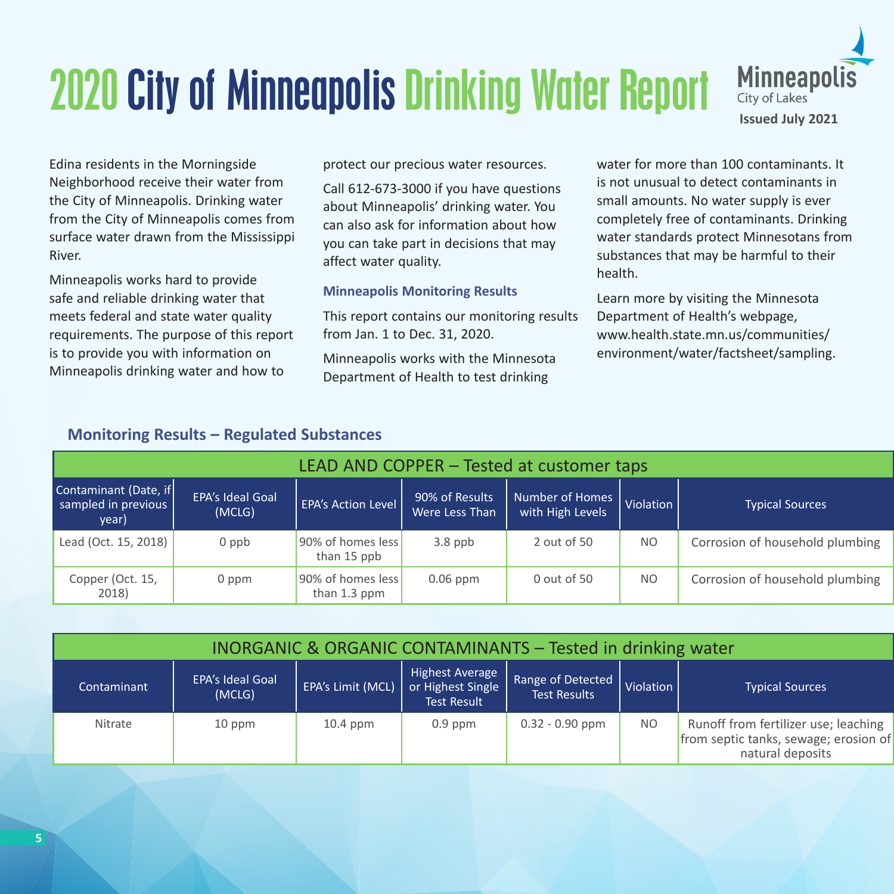# 2020 City of Minneapolis Drinking Water Report

Minneapolis
City of Lakes
**Issued July 2021**

Edina residents in the Morningside Neighborhood receive their water from the City of Minneapolis. Drinking water from the City of Minneapolis comes from surface water drawn from the Mississippi River.

Minneapolis works hard to provide safe and reliable drinking water that meets federal and state water quality requirements. The purpose of this report is to provide you with information on Minneapolis drinking water and how to protect our precious water resources.

Call 612-673-3000 if you have questions about Minneapolis' drinking water. You can also ask for information about how you can take part in decisions that may affect water quality.

### Minneapolis Monitoring Results

This report contains our monitoring results from Jan. 1 to Dec. 31, 2020.

Minneapolis works with the Minnesota Department of Health to test drinking water for more than 100 contaminants. It is not unusual to detect contaminants in small amounts. No water supply is ever completely free of contaminants. Drinking water standards protect Minnesotans from substances that may be harmful to their health.

Learn more by visiting the Minnesota Department of Health's webpage, www.health.state.mn.us/communities/environment/water/factsheet/sampling.

## Monitoring Results – Regulated Substances

**LEAD AND COPPER – Tested at customer taps**

| Contaminant (Date, if sampled in previous year) | EPA's Ideal Goal (MCLG) | EPA's Action Level | 90% of Results Were Less Than | Number of Homes with High Levels | Violation | Typical Sources |
|---|---|---|---|---|---|---|
| Lead (Oct. 15, 2018) | 0 ppb | 90% of homes less than 15 ppb | 3.8 ppb | 2 out of 50 | NO | Corrosion of household plumbing |
| Copper (Oct. 15, 2018) | 0 ppm | 90% of homes less than 1.3 ppm | 0.06 ppm | 0 out of 50 | NO | Corrosion of household plumbing |

**INORGANIC & ORGANIC CONTAMINANTS – Tested in drinking water**

| Contaminant | EPA's Ideal Goal (MCLG) | EPA's Limit (MCL) | Highest Average or Highest Single Test Result | Range of Detected Test Results | Violation | Typical Sources |
|---|---|---|---|---|---|---|
| Nitrate | 10 ppm | 10.4 ppm | 0.9 ppm | 0.32 - 0.90 ppm | NO | Runoff from fertilizer use; leaching from septic tanks, sewage; erosion of natural deposits |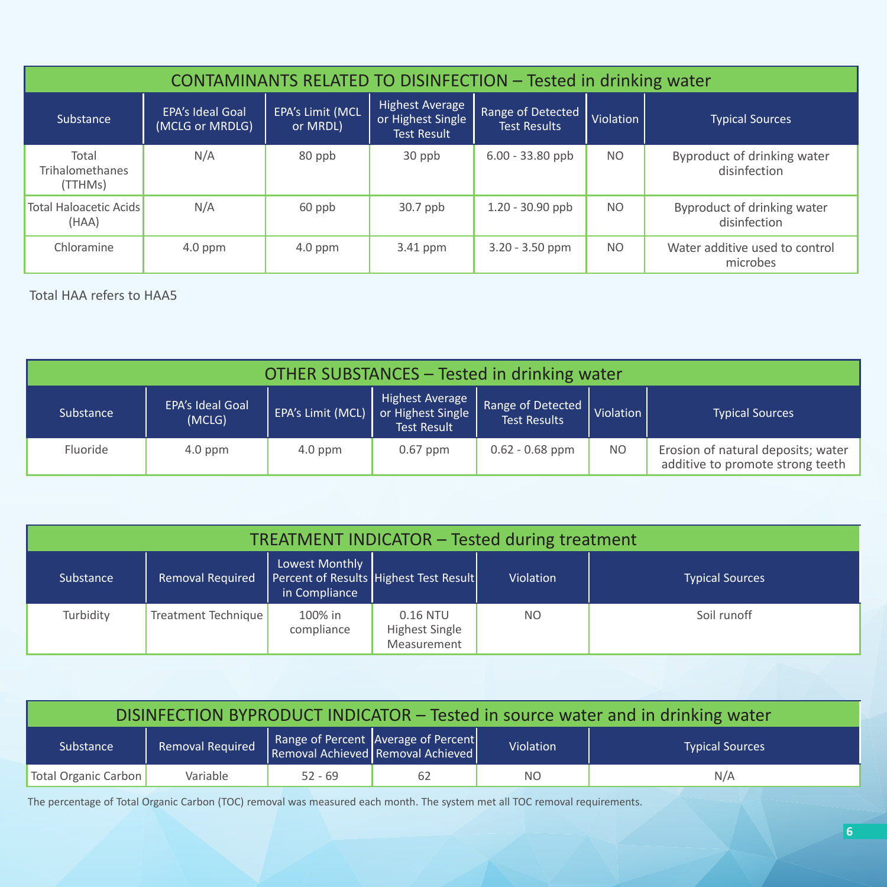## CONTAMINANTS RELATED TO DISINFECTION – Tested in drinking water

| Substance | EPA's Ideal Goal (MCLG or MRDLG) | EPA's Limit (MCL or MRDL) | Highest Average or Highest Single Test Result | Range of Detected Test Results | Violation | Typical Sources |
|---|---|---|---|---|---|---|
| Total Trihalomethanes (TTHMs) | N/A | 80 ppb | 30 ppb | 6.00 - 33.80 ppb | NO | Byproduct of drinking water disinfection |
| Total Haloacetic Acids (HAA) | N/A | 60 ppb | 30.7 ppb | 1.20 - 30.90 ppb | NO | Byproduct of drinking water disinfection |
| Chloramine | 4.0 ppm | 4.0 ppm | 3.41 ppm | 3.20 - 3.50 ppm | NO | Water additive used to control microbes |

Total HAA refers to HAA5

## OTHER SUBSTANCES – Tested in drinking water

| Substance | EPA's Ideal Goal (MCLG) | EPA's Limit (MCL) | Highest Average or Highest Single Test Result | Range of Detected Test Results | Violation | Typical Sources |
|---|---|---|---|---|---|---|
| Fluoride | 4.0 ppm | 4.0 ppm | 0.67 ppm | 0.62 - 0.68 ppm | NO | Erosion of natural deposits; water additive to promote strong teeth |

## TREATMENT INDICATOR – Tested during treatment

| Substance | Removal Required | Lowest Monthly Percent of Results in Compliance | Highest Test Result | Violation | Typical Sources |
|---|---|---|---|---|---|
| Turbidity | Treatment Technique | 100% in compliance | 0.16 NTU Highest Single Measurement | NO | Soil runoff |

## DISINFECTION BYPRODUCT INDICATOR – Tested in source water and in drinking water

| Substance | Removal Required | Range of Percent Removal Achieved | Average of Percent Removal Achieved | Violation | Typical Sources |
|---|---|---|---|---|---|
| Total Organic Carbon | Variable | 52 - 69 | 62 | NO | N/A |

The percentage of Total Organic Carbon (TOC) removal was measured each month. The system met all TOC removal requirements.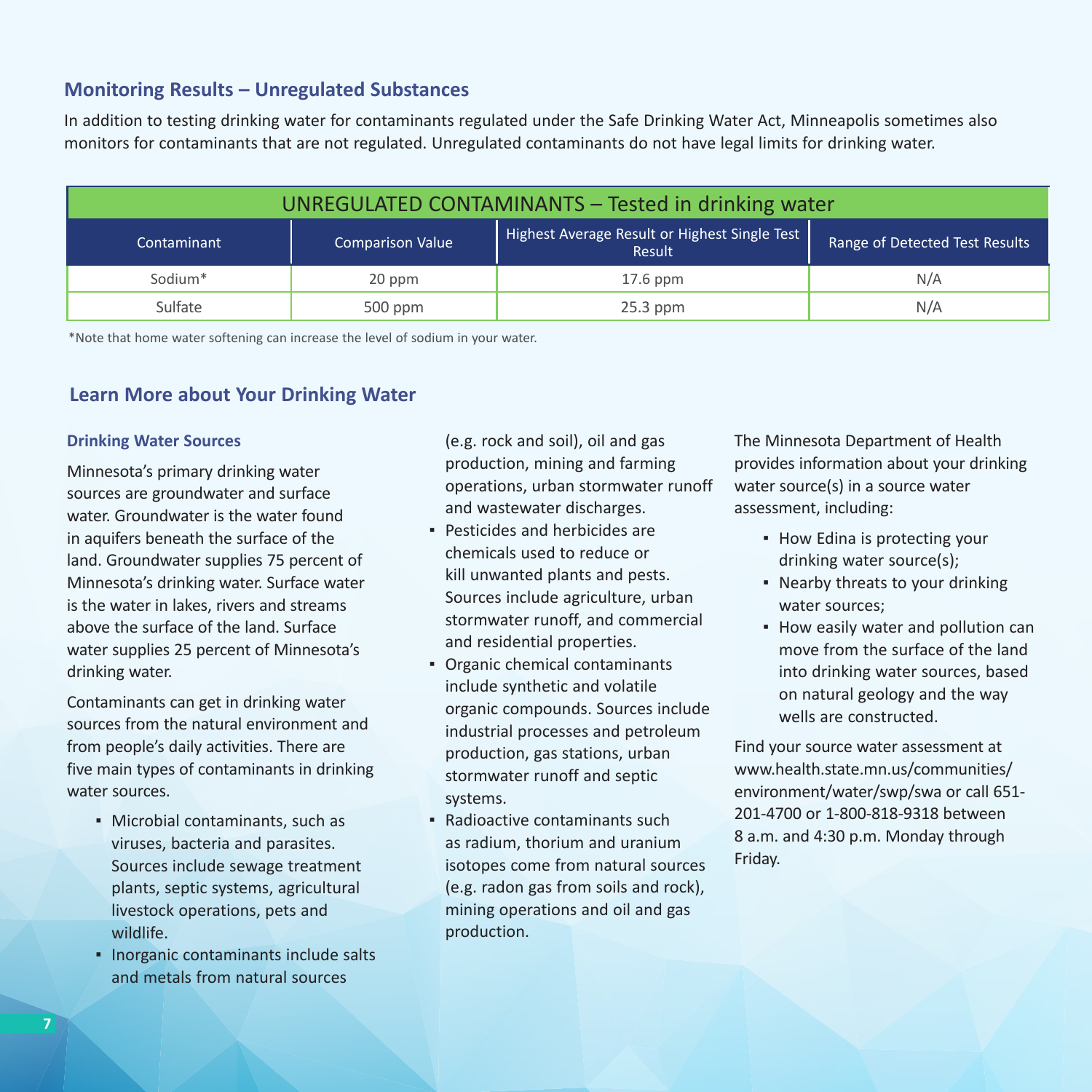## Monitoring Results – Unregulated Substances

In addition to testing drinking water for contaminants regulated under the Safe Drinking Water Act, Minneapolis sometimes also monitors for contaminants that are not regulated. Unregulated contaminants do not have legal limits for drinking water.

| UNREGULATED CONTAMINANTS – Tested in drinking water | | | |
|---|---|---|---|
| Contaminant | Comparison Value | Highest Average Result or Highest Single Test Result | Range of Detected Test Results |
| Sodium* | 20 ppm | 17.6 ppm | N/A |
| Sulfate | 500 ppm | 25.3 ppm | N/A |

*Note that home water softening can increase the level of sodium in your water.

## Learn More about Your Drinking Water

### Drinking Water Sources

Minnesota's primary drinking water sources are groundwater and surface water. Groundwater is the water found in aquifers beneath the surface of the land. Groundwater supplies 75 percent of Minnesota's drinking water. Surface water is the water in lakes, rivers and streams above the surface of the land. Surface water supplies 25 percent of Minnesota's drinking water.

Contaminants can get in drinking water sources from the natural environment and from people's daily activities. There are five main types of contaminants in drinking water sources.

- Microbial contaminants, such as viruses, bacteria and parasites. Sources include sewage treatment plants, septic systems, agricultural livestock operations, pets and wildlife.
- Inorganic contaminants include salts and metals from natural sources (e.g. rock and soil), oil and gas production, mining and farming operations, urban stormwater runoff and wastewater discharges.
- Pesticides and herbicides are chemicals used to reduce or kill unwanted plants and pests. Sources include agriculture, urban stormwater runoff, and commercial and residential properties.
- Organic chemical contaminants include synthetic and volatile organic compounds. Sources include industrial processes and petroleum production, gas stations, urban stormwater runoff and septic systems.
- Radioactive contaminants such as radium, thorium and uranium isotopes come from natural sources (e.g. radon gas from soils and rock), mining operations and oil and gas production.

The Minnesota Department of Health provides information about your drinking water source(s) in a source water assessment, including:

- How Edina is protecting your drinking water source(s);
- Nearby threats to your drinking water sources;
- How easily water and pollution can move from the surface of the land into drinking water sources, based on natural geology and the way wells are constructed.

Find your source water assessment at www.health.state.mn.us/communities/environment/water/swp/swa or call 651-201-4700 or 1-800-818-9318 between 8 a.m. and 4:30 p.m. Monday through Friday.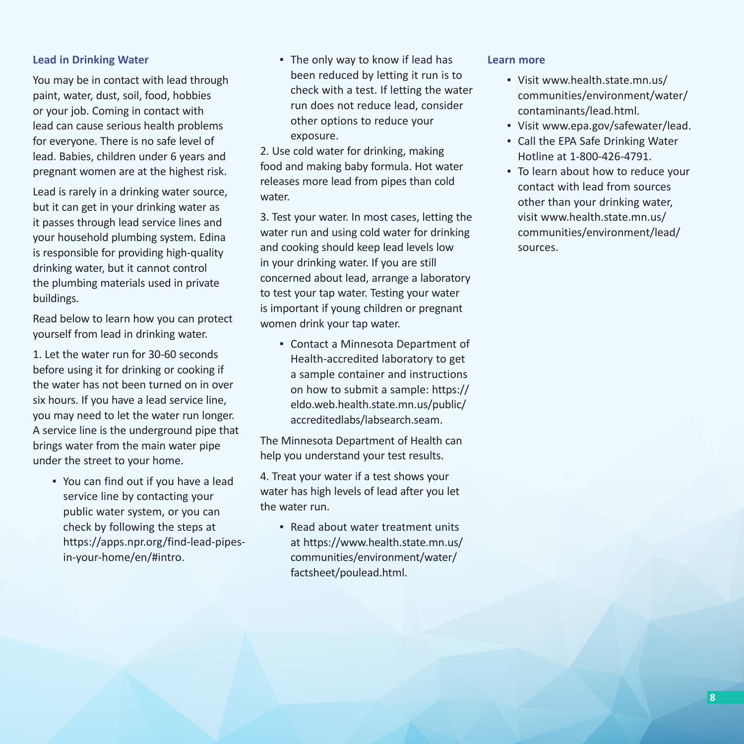## Lead in Drinking Water

You may be in contact with lead through paint, water, dust, soil, food, hobbies or your job. Coming in contact with lead can cause serious health problems for everyone. There is no safe level of lead. Babies, children under 6 years and pregnant women are at the highest risk.

Lead is rarely in a drinking water source, but it can get in your drinking water as it passes through lead service lines and your household plumbing system. Edina is responsible for providing high-quality drinking water, but it cannot control the plumbing materials used in private buildings.

Read below to learn how you can protect yourself from lead in drinking water.

1. Let the water run for 30-60 seconds before using it for drinking or cooking if the water has not been turned on in over six hours. If you have a lead service line, you may need to let the water run longer. A service line is the underground pipe that brings water from the main water pipe under the street to your home.

   - You can find out if you have a lead service line by contacting your public water system, or you can check by following the steps at https://apps.npr.org/find-lead-pipes-in-your-home/en/#intro.
   - The only way to know if lead has been reduced by letting it run is to check with a test. If letting the water run does not reduce lead, consider other options to reduce your exposure.

2. Use cold water for drinking, making food and making baby formula. Hot water releases more lead from pipes than cold water.

3. Test your water. In most cases, letting the water run and using cold water for drinking and cooking should keep lead levels low in your drinking water. If you are still concerned about lead, arrange a laboratory to test your tap water. Testing your water is important if young children or pregnant women drink your tap water.

   - Contact a Minnesota Department of Health-accredited laboratory to get a sample container and instructions on how to submit a sample: https://eldo.web.health.state.mn.us/public/accreditedlabs/labsearch.seam.

The Minnesota Department of Health can help you understand your test results.

4. Treat your water if a test shows your water has high levels of lead after you let the water run.

   - Read about water treatment units at https://www.health.state.mn.us/communities/environment/water/factsheet/poulead.html.

## Learn more

- Visit www.health.state.mn.us/communities/environment/water/contaminants/lead.html.
- Visit www.epa.gov/safewater/lead.
- Call the EPA Safe Drinking Water Hotline at 1-800-426-4791.
- To learn about how to reduce your contact with lead from sources other than your drinking water, visit www.health.state.mn.us/communities/environment/lead/sources.